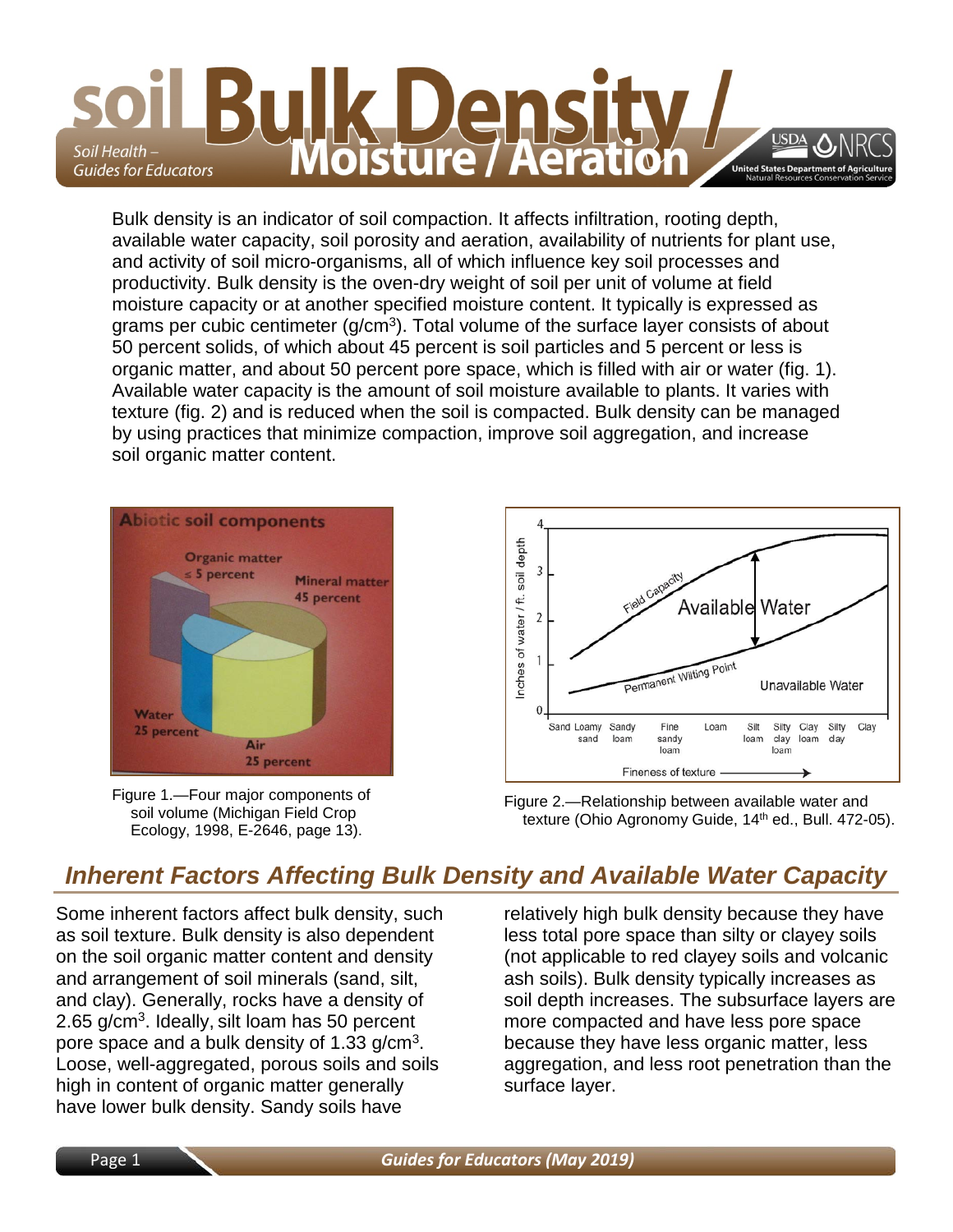# soil Bulk Density / Moisture / Aeration

*Soil Health – Guides for Educators*

Bulk density is an indicator of soil compaction. It affects infiltration, rooting depth, available water capacity, soil porosity and aeration, availability of nutrients for plant use, and activity of soil micro-organisms, all of which influence key soil processes and productivity. Bulk density is the oven-dry weight of soil per unit of volume at field moisture capacity or at another specified moisture content. It typically is expressed as grams per cubic centimeter ($g/cm^3$). Total volume of the surface layer consists of about 50 percent solids, of which about 45 percent is soil particles and 5 percent or less is organic matter, and about 50 percent pore space, which is filled with air or water (fig. 1). Available water capacity is the amount of soil moisture available to plants. It varies with texture (fig. 2) and is reduced when the soil is compacted. Bulk density can be managed by using practices that minimize compaction, improve soil aggregation, and increase soil organic matter content.

Figure 1.—Four major components of soil volume (Michigan Field Crop Ecology, 1998, E-2646, page 13).

Figure 2.—Relationship between available water and texture (Ohio Agronomy Guide, 14th ed., Bull. 472-05).

## *Inherent Factors Affecting Bulk Density and Available Water Capacity*

Some inherent factors affect bulk density, such as soil texture. Bulk density is also dependent on the soil organic matter content and density and arrangement of soil minerals (sand, silt, and clay). Generally, rocks have a density of 2.65 $g/cm^3$. Ideally, silt loam has 50 percent pore space and a bulk density of 1.33 $g/cm^3$. Loose, well-aggregated, porous soils and soils high in content of organic matter generally have lower bulk density. Sandy soils have relatively high bulk density because they have less total pore space than silty or clayey soils (not applicable to red clayey soils and volcanic ash soils). Bulk density typically increases as soil depth increases. The subsurface layers are more compacted and have less pore space because they have less organic matter, less aggregation, and less root penetration than the surface layer.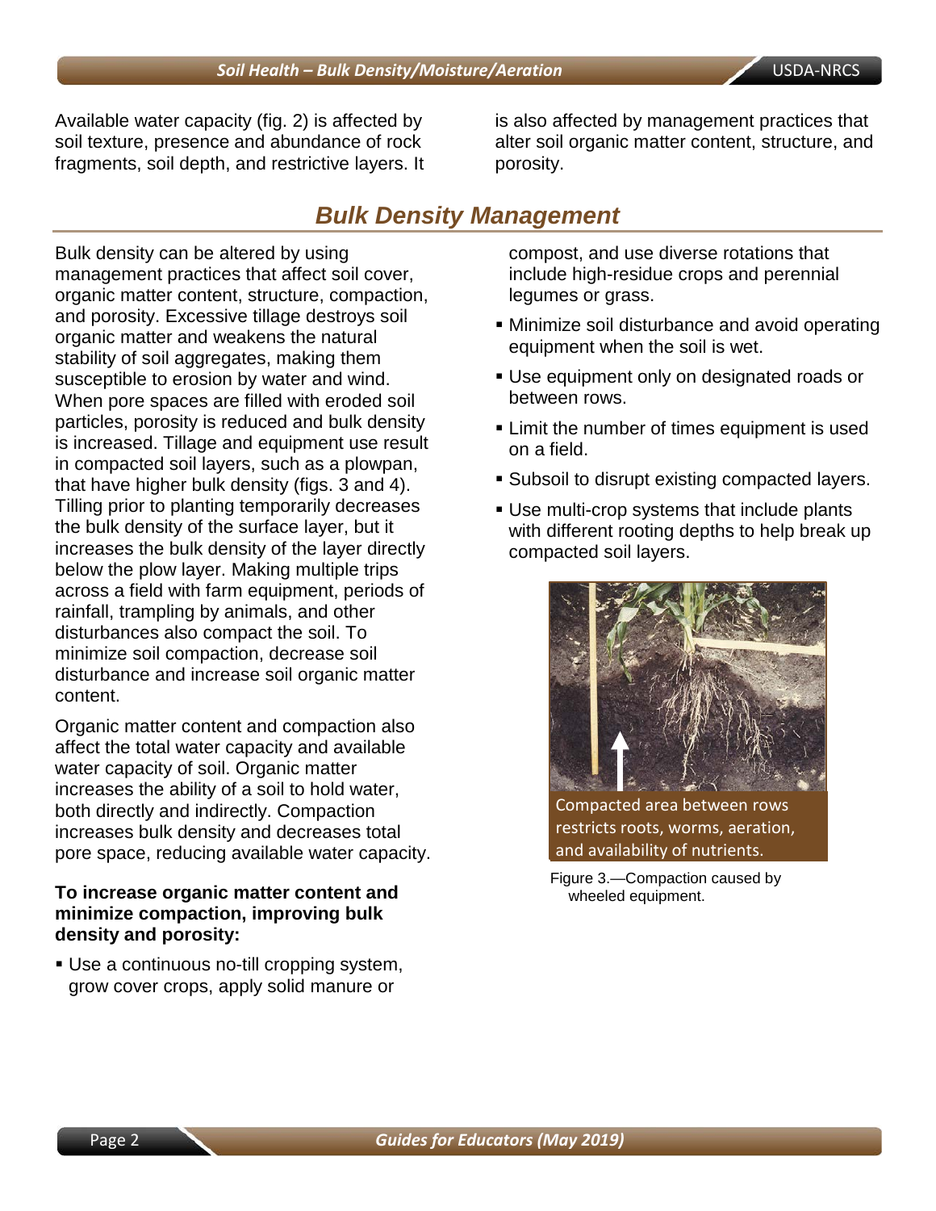Available water capacity (fig. 2) is affected by soil texture, presence and abundance of rock fragments, soil depth, and restrictive layers. It is also affected by management practices that alter soil organic matter content, structure, and porosity.

## Bulk Density Management

Bulk density can be altered by using management practices that affect soil cover, organic matter content, structure, compaction, and porosity. Excessive tillage destroys soil organic matter and weakens the natural stability of soil aggregates, making them susceptible to erosion by water and wind. When pore spaces are filled with eroded soil particles, porosity is reduced and bulk density is increased. Tillage and equipment use result in compacted soil layers, such as a plowpan, that have higher bulk density (figs. 3 and 4). Tilling prior to planting temporarily decreases the bulk density of the surface layer, but it increases the bulk density of the layer directly below the plow layer. Making multiple trips across a field with farm equipment, periods of rainfall, trampling by animals, and other disturbances also compact the soil. To minimize soil compaction, decrease soil disturbance and increase soil organic matter content.

Organic matter content and compaction also affect the total water capacity and available water capacity of soil. Organic matter increases the ability of a soil to hold water, both directly and indirectly. Compaction increases bulk density and decreases total pore space, reducing available water capacity.

**To increase organic matter content and minimize compaction, improving bulk density and porosity:**

- Use a continuous no-till cropping system, grow cover crops, apply solid manure or compost, and use diverse rotations that include high-residue crops and perennial legumes or grass.
- Minimize soil disturbance and avoid operating equipment when the soil is wet.
- Use equipment only on designated roads or between rows.
- Limit the number of times equipment is used on a field.
- Subsoil to disrupt existing compacted layers.
- Use multi-crop systems that include plants with different rooting depths to help break up compacted soil layers.

Compacted area between rows restricts roots, worms, aeration, and availability of nutrients.

Figure 3.—Compaction caused by wheeled equipment.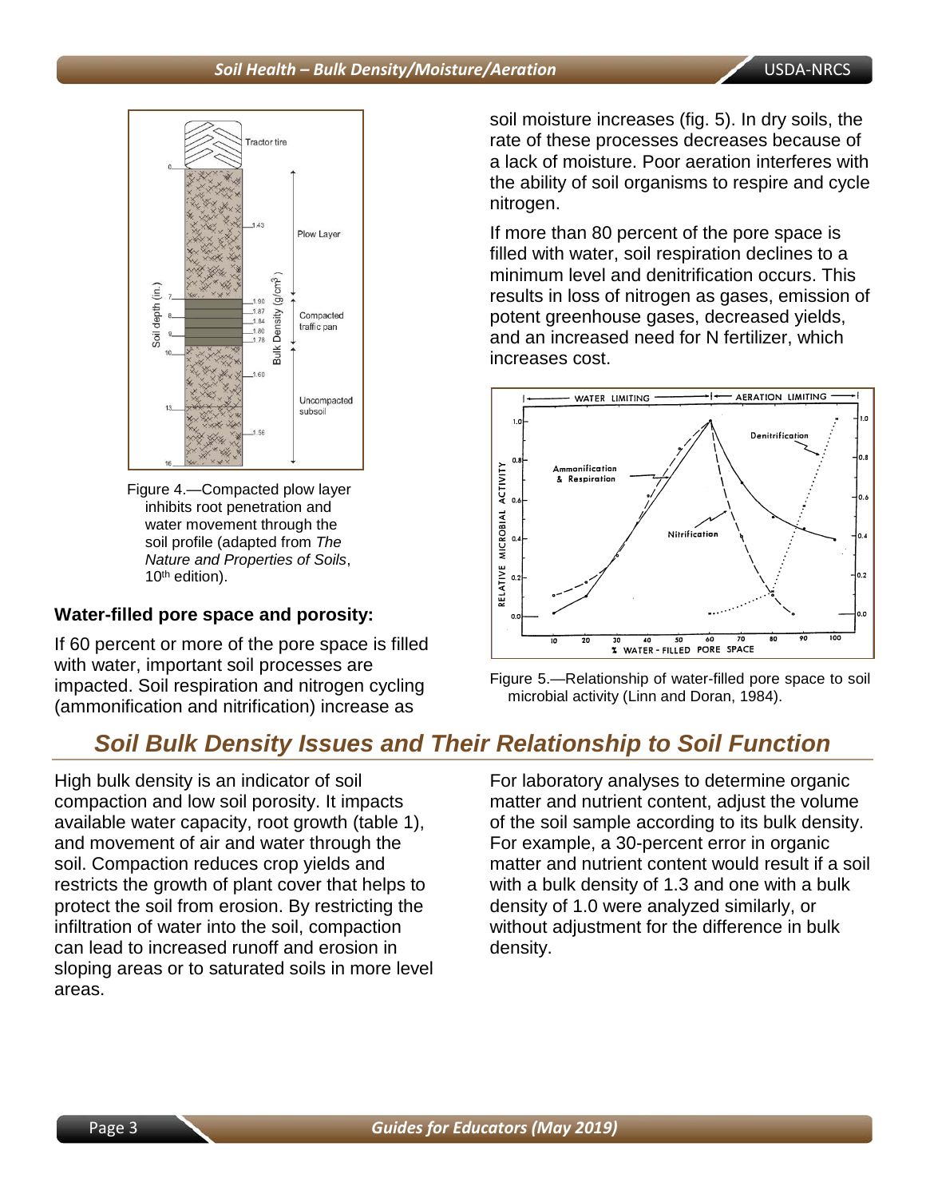Figure 4.—Compacted plow layer inhibits root penetration and water movement through the soil profile (adapted from *The Nature and Properties of Soils*, 10th edition).

### Water-filled pore space and porosity:

If 60 percent or more of the pore space is filled with water, important soil processes are impacted. Soil respiration and nitrogen cycling (ammonification and nitrification) increase as soil moisture increases (fig. 5). In dry soils, the rate of these processes decreases because of a lack of moisture. Poor aeration interferes with the ability of soil organisms to respire and cycle nitrogen.

If more than 80 percent of the pore space is filled with water, soil respiration declines to a minimum level and denitrification occurs. This results in loss of nitrogen as gases, emission of potent greenhouse gases, decreased yields, and an increased need for N fertilizer, which increases cost.

Figure 5.—Relationship of water-filled pore space to soil microbial activity (Linn and Doran, 1984).

## *Soil Bulk Density Issues and Their Relationship to Soil Function*

High bulk density is an indicator of soil compaction and low soil porosity. It impacts available water capacity, root growth (table 1), and movement of air and water through the soil. Compaction reduces crop yields and restricts the growth of plant cover that helps to protect the soil from erosion. By restricting the infiltration of water into the soil, compaction can lead to increased runoff and erosion in sloping areas or to saturated soils in more level areas.

For laboratory analyses to determine organic matter and nutrient content, adjust the volume of the soil sample according to its bulk density. For example, a 30-percent error in organic matter and nutrient content would result if a soil with a bulk density of 1.3 and one with a bulk density of 1.0 were analyzed similarly, or without adjustment for the difference in bulk density.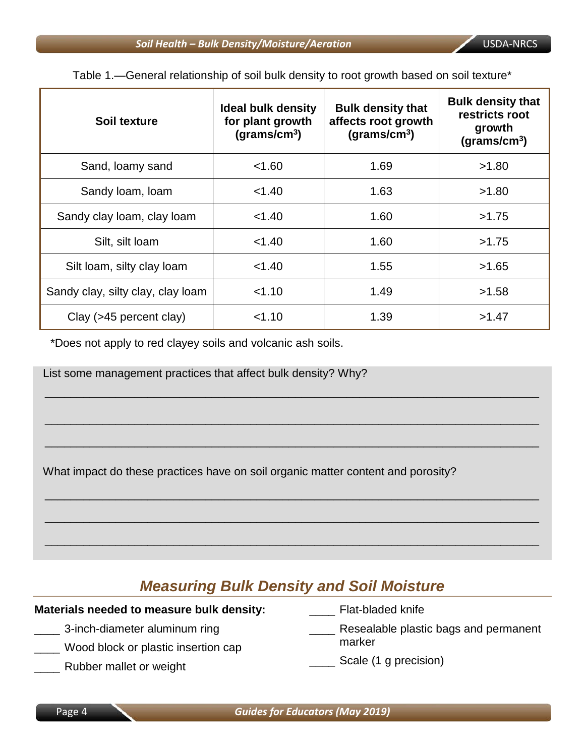Table 1.—General relationship of soil bulk density to root growth based on soil texture*

| Soil texture | Ideal bulk density for plant growth (grams/cm$^3$) | Bulk density that affects root growth (grams/cm$^3$) | Bulk density that restricts root growth (grams/cm$^3$) |
|---|---|---|---|
| Sand, loamy sand | <1.60 | 1.69 | >1.80 |
| Sandy loam, loam | <1.40 | 1.63 | >1.80 |
| Sandy clay loam, clay loam | <1.40 | 1.60 | >1.75 |
| Silt, silt loam | <1.40 | 1.60 | >1.75 |
| Silt loam, silty clay loam | <1.40 | 1.55 | >1.65 |
| Sandy clay, silty clay, clay loam | <1.10 | 1.49 | >1.58 |
| Clay (>45 percent clay) | <1.10 | 1.39 | >1.47 |

*Does not apply to red clayey soils and volcanic ash soils.

List some management practices that affect bulk density? Why?

\_\_\_\_\_\_\_\_\_\_\_\_\_\_\_\_\_\_\_\_\_\_\_\_\_\_\_\_\_\_\_\_\_\_\_\_\_\_\_\_\_\_\_\_\_\_\_\_\_\_\_\_\_\_\_\_\_\_\_\_

\_\_\_\_\_\_\_\_\_\_\_\_\_\_\_\_\_\_\_\_\_\_\_\_\_\_\_\_\_\_\_\_\_\_\_\_\_\_\_\_\_\_\_\_\_\_\_\_\_\_\_\_\_\_\_\_\_\_\_\_

\_\_\_\_\_\_\_\_\_\_\_\_\_\_\_\_\_\_\_\_\_\_\_\_\_\_\_\_\_\_\_\_\_\_\_\_\_\_\_\_\_\_\_\_\_\_\_\_\_\_\_\_\_\_\_\_\_\_\_\_

What impact do these practices have on soil organic matter content and porosity?

\_\_\_\_\_\_\_\_\_\_\_\_\_\_\_\_\_\_\_\_\_\_\_\_\_\_\_\_\_\_\_\_\_\_\_\_\_\_\_\_\_\_\_\_\_\_\_\_\_\_\_\_\_\_\_\_\_\_\_\_

\_\_\_\_\_\_\_\_\_\_\_\_\_\_\_\_\_\_\_\_\_\_\_\_\_\_\_\_\_\_\_\_\_\_\_\_\_\_\_\_\_\_\_\_\_\_\_\_\_\_\_\_\_\_\_\_\_\_\_\_

\_\_\_\_\_\_\_\_\_\_\_\_\_\_\_\_\_\_\_\_\_\_\_\_\_\_\_\_\_\_\_\_\_\_\_\_\_\_\_\_\_\_\_\_\_\_\_\_\_\_\_\_\_\_\_\_\_\_\_\_

## *Measuring Bulk Density and Soil Moisture*

**Materials needed to measure bulk density:**

- \_\_\_\_ 3-inch-diameter aluminum ring
- \_\_\_\_ Wood block or plastic insertion cap
- \_\_\_\_ Rubber mallet or weight
- \_\_\_\_ Flat-bladed knife
- \_\_\_\_ Resealable plastic bags and permanent marker
- \_\_\_\_ Scale (1 g precision)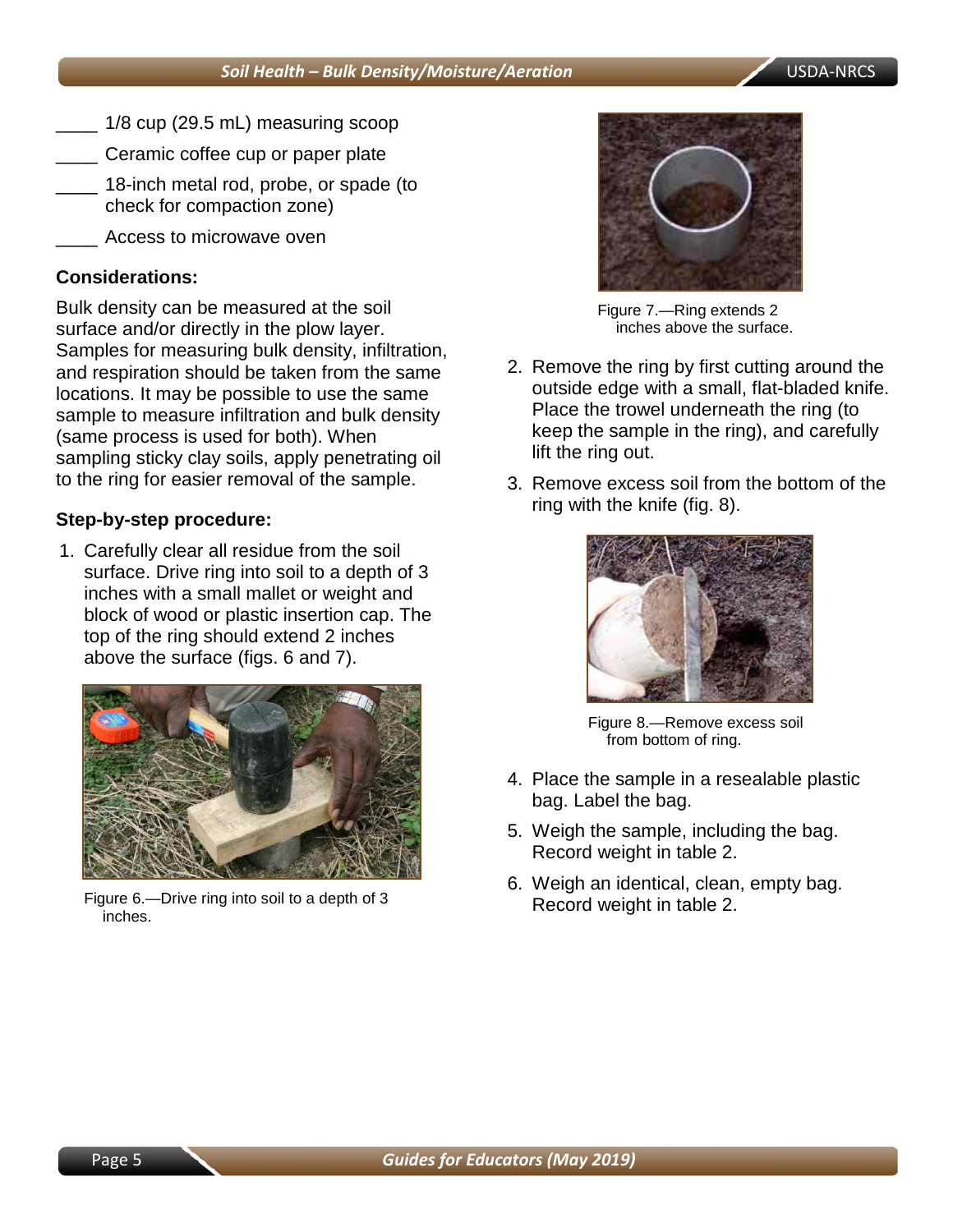____ 1/8 cup (29.5 mL) measuring scoop

____ Ceramic coffee cup or paper plate

____ 18-inch metal rod, probe, or spade (to check for compaction zone)

____ Access to microwave oven

**Considerations:**

Bulk density can be measured at the soil surface and/or directly in the plow layer. Samples for measuring bulk density, infiltration, and respiration should be taken from the same locations. It may be possible to use the same sample to measure infiltration and bulk density (same process is used for both). When sampling sticky clay soils, apply penetrating oil to the ring for easier removal of the sample.

**Step-by-step procedure:**

1. Carefully clear all residue from the soil surface. Drive ring into soil to a depth of 3 inches with a small mallet or weight and block of wood or plastic insertion cap. The top of the ring should extend 2 inches above the surface (figs. 6 and 7).

Figure 6.—Drive ring into soil to a depth of 3 inches.

Figure 7.—Ring extends 2 inches above the surface.

2. Remove the ring by first cutting around the outside edge with a small, flat-bladed knife. Place the trowel underneath the ring (to keep the sample in the ring), and carefully lift the ring out.
3. Remove excess soil from the bottom of the ring with the knife (fig. 8).

Figure 8.—Remove excess soil from bottom of ring.

4. Place the sample in a resealable plastic bag. Label the bag.
5. Weigh the sample, including the bag. Record weight in table 2.
6. Weigh an identical, clean, empty bag. Record weight in table 2.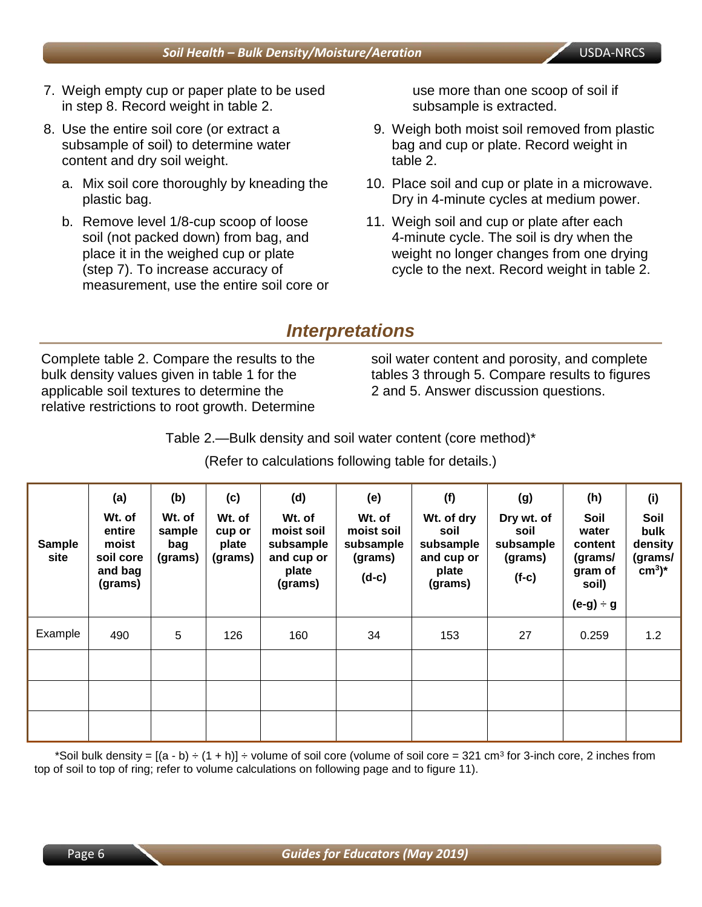7. Weigh empty cup or paper plate to be used in step 8. Record weight in table 2.
8. Use the entire soil core (or extract a subsample of soil) to determine water content and dry soil weight.
   a. Mix soil core thoroughly by kneading the plastic bag.
   b. Remove level 1/8-cup scoop of loose soil (not packed down) from bag, and place it in the weighed cup or plate (step 7). To increase accuracy of measurement, use the entire soil core or use more than one scoop of soil if subsample is extracted.
9. Weigh both moist soil removed from plastic bag and cup or plate. Record weight in table 2.
10. Place soil and cup or plate in a microwave. Dry in 4-minute cycles at medium power.
11. Weigh soil and cup or plate after each 4-minute cycle. The soil is dry when the weight no longer changes from one drying cycle to the next. Record weight in table 2.

## *Interpretations*

Complete table 2. Compare the results to the bulk density values given in table 1 for the applicable soil textures to determine the relative restrictions to root growth. Determine soil water content and porosity, and complete tables 3 through 5. Compare results to figures 2 and 5. Answer discussion questions.

Table 2.—Bulk density and soil water content (core method)*

(Refer to calculations following table for details.)

| Sample site | (a) Wt. of entire moist soil core and bag (grams) | (b) Wt. of sample bag (grams) | (c) Wt. of cup or plate (grams) | (d) Wt. of moist soil subsample and cup or plate (grams) | (e) Wt. of moist soil subsample (grams) (d-c) | (f) Wt. of dry soil subsample and cup or plate (grams) | (g) Dry wt. of soil subsample (grams) (f-c) | (h) Soil water content (grams/ gram of soil) (e-g) ÷ g | (i) Soil bulk density (grams/ cm³)* |
|---|---|---|---|---|---|---|---|---|---|
| Example | 490 | 5 | 126 | 160 | 34 | 153 | 27 | 0.259 | 1.2 |
| | | | | | | | | | |
| | | | | | | | | | |
| | | | | | | | | | |

*Soil bulk density = [(a - b) ÷ (1 + h)] ÷ volume of soil core (volume of soil core = 321 cm³ for 3-inch core, 2 inches from top of soil to top of ring; refer to volume calculations on following page and to figure 11).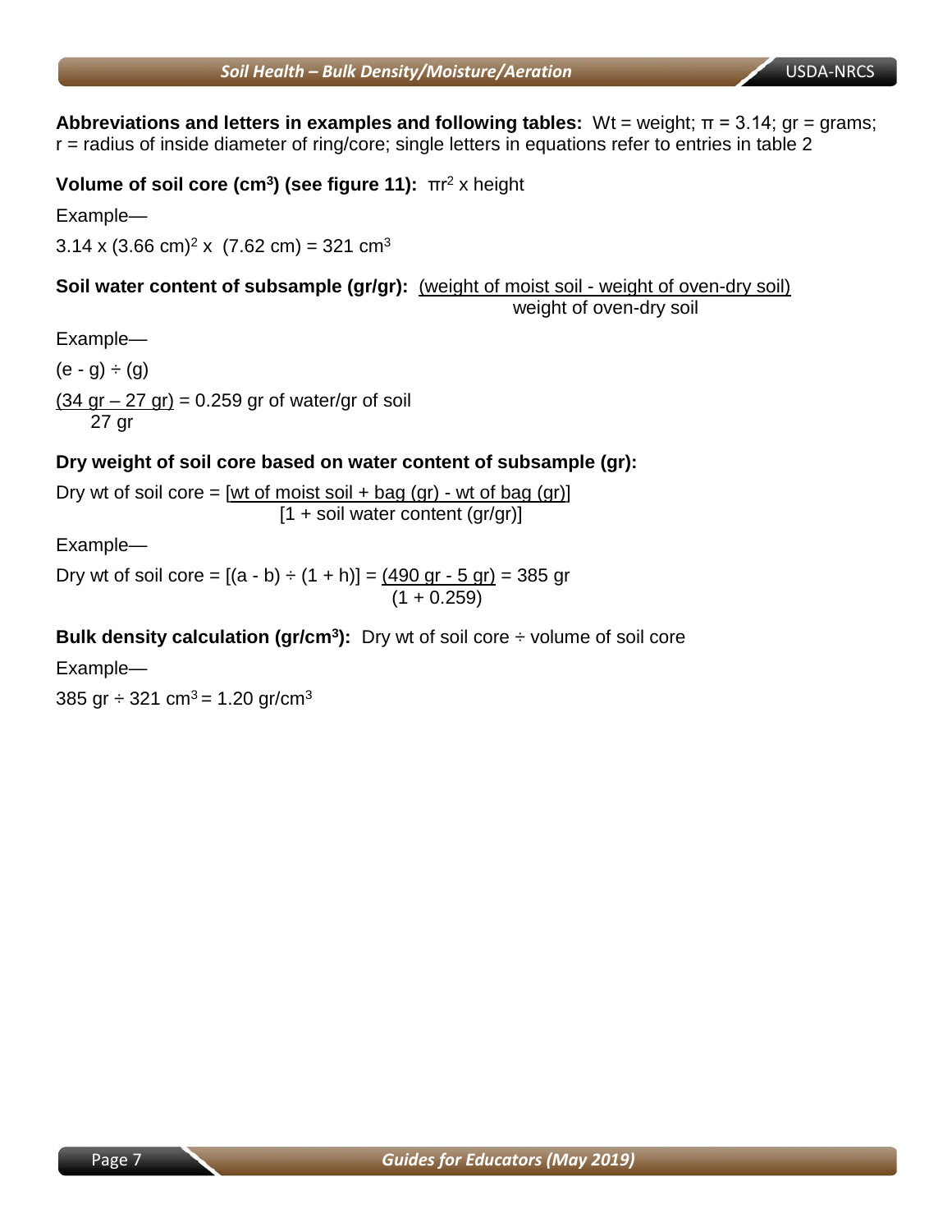**Abbreviations and letters in examples and following tables:** Wt = weight; $\pi$ = 3.14; gr = grams; r = radius of inside diameter of ring/core; single letters in equations refer to entries in table 2

**Volume of soil core (cm$^3$) (see figure 11):** $\pi r^2$ x height

Example—

$$3.14 \times (3.66\ \text{cm})^2 \times (7.62\ \text{cm}) = 321\ \text{cm}^3$$

**Soil water content of subsample (gr/gr):** $\frac{\text{(weight of moist soil - weight of oven-dry soil)}}{\text{weight of oven-dry soil}}$

Example—

$(e - g) \div (g)$

$$\frac{(34\ \text{gr} - 27\ \text{gr})}{27\ \text{gr}} = 0.259 \text{ gr of water/gr of soil}$$

**Dry weight of soil core based on water content of subsample (gr):**

$$\text{Dry wt of soil core} = \frac{[\text{wt of moist soil + bag (gr) - wt of bag (gr)}]}{[1 + \text{soil water content (gr/gr)}]}$$

Example—

$$\text{Dry wt of soil core} = [(a - b) \div (1 + h)] = \frac{(490\ \text{gr} - 5\ \text{gr})}{(1 + 0.259)} = 385\ \text{gr}$$

**Bulk density calculation (gr/cm$^3$):** Dry wt of soil core ÷ volume of soil core

Example—

$$385\ \text{gr} \div 321\ \text{cm}^3 = 1.20\ \text{gr/cm}^3$$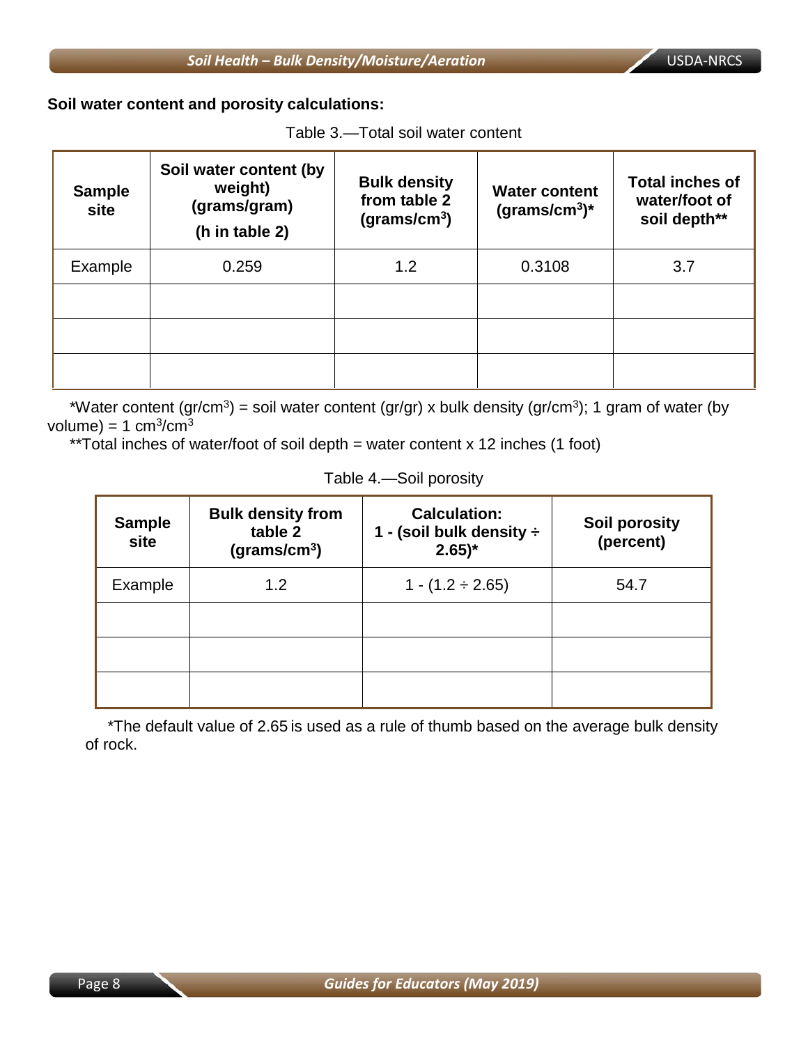**Soil water content and porosity calculations:**

Table 3.—Total soil water content

| Sample site | Soil water content (by weight) (grams/gram) (h in table 2) | Bulk density from table 2 (grams/cm$^3$) | Water content (grams/cm$^3$)* | Total inches of water/foot of soil depth** |
|---|---|---|---|---|
| Example | 0.259 | 1.2 | 0.3108 | 3.7 |
| | | | | |
| | | | | |
| | | | | |

*Water content (gr/cm$^3$) = soil water content (gr/gr) x bulk density (gr/cm$^3$); 1 gram of water (by volume) = 1 cm$^3$/cm$^3$

**Total inches of water/foot of soil depth = water content x 12 inches (1 foot)

Table 4.—Soil porosity

| Sample site | Bulk density from table 2 (grams/cm$^3$) | Calculation: 1 - (soil bulk density ÷ 2.65)* | Soil porosity (percent) |
|---|---|---|---|
| Example | 1.2 | 1 - (1.2 ÷ 2.65) | 54.7 |
| | | | |
| | | | |
| | | | |

*The default value of 2.65 is used as a rule of thumb based on the average bulk density of rock.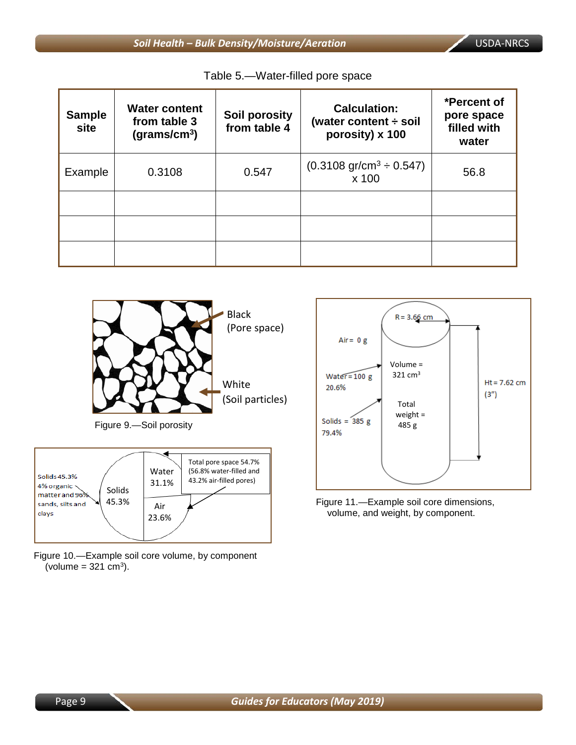Table 5.—Water-filled pore space

| Sample site | Water content from table 3 (grams/cm$^3$) | Soil porosity from table 4 | Calculation: (water content ÷ soil porosity) x 100 | *Percent of pore space filled with water |
|---|---|---|---|---|
| Example | 0.3108 | 0.547 | (0.3108 gr/cm$^3$ ÷ 0.547) x 100 | 56.8 |
| | | | | |
| | | | | |
| | | | | |

Black (Pore space)

White (Soil particles)

Figure 9.—Soil porosity

Solids 45.3% 4% organic matter and 96% sands, silts and clays

Solids 45.3%

Water 31.1%

Air 23.6%

Total pore space 54.7% (56.8% water-filled and 43.2% air-filled pores)

Figure 10.—Example soil core volume, by component (volume = 321 cm$^3$).

R = 3.66 cm

Air = 0 g

Water = 100 g 20.6%

Solids = 385 g 79.4%

Volume = 321 cm$^3$

Total weight = 485 g

Ht = 7.62 cm (3")

Figure 11.—Example soil core dimensions, volume, and weight, by component.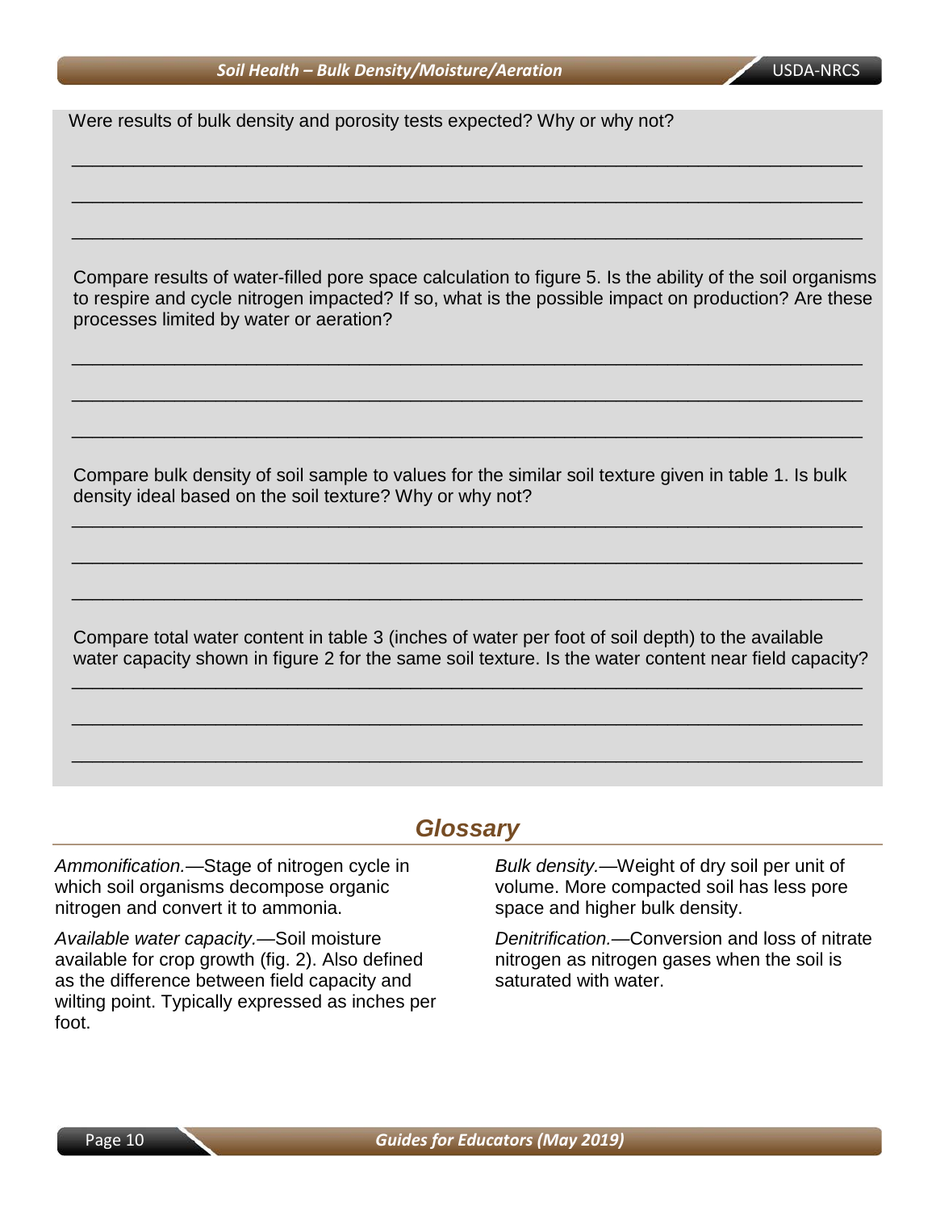Were results of bulk density and porosity tests expected? Why or why not?

\_\_\_\_\_\_\_\_\_\_\_\_\_\_\_\_\_\_\_\_\_\_\_\_\_\_\_\_\_\_\_\_\_\_\_\_\_\_\_\_\_\_\_\_\_\_\_\_\_\_\_\_\_\_\_\_\_\_\_\_\_\_\_\_\_\_\_\_\_\_

\_\_\_\_\_\_\_\_\_\_\_\_\_\_\_\_\_\_\_\_\_\_\_\_\_\_\_\_\_\_\_\_\_\_\_\_\_\_\_\_\_\_\_\_\_\_\_\_\_\_\_\_\_\_\_\_\_\_\_\_\_\_\_\_\_\_\_\_\_\_

\_\_\_\_\_\_\_\_\_\_\_\_\_\_\_\_\_\_\_\_\_\_\_\_\_\_\_\_\_\_\_\_\_\_\_\_\_\_\_\_\_\_\_\_\_\_\_\_\_\_\_\_\_\_\_\_\_\_\_\_\_\_\_\_\_\_\_\_\_\_

Compare results of water-filled pore space calculation to figure 5. Is the ability of the soil organisms to respire and cycle nitrogen impacted? If so, what is the possible impact on production? Are these processes limited by water or aeration?

\_\_\_\_\_\_\_\_\_\_\_\_\_\_\_\_\_\_\_\_\_\_\_\_\_\_\_\_\_\_\_\_\_\_\_\_\_\_\_\_\_\_\_\_\_\_\_\_\_\_\_\_\_\_\_\_\_\_\_\_\_\_\_\_\_\_\_\_\_\_

\_\_\_\_\_\_\_\_\_\_\_\_\_\_\_\_\_\_\_\_\_\_\_\_\_\_\_\_\_\_\_\_\_\_\_\_\_\_\_\_\_\_\_\_\_\_\_\_\_\_\_\_\_\_\_\_\_\_\_\_\_\_\_\_\_\_\_\_\_\_

\_\_\_\_\_\_\_\_\_\_\_\_\_\_\_\_\_\_\_\_\_\_\_\_\_\_\_\_\_\_\_\_\_\_\_\_\_\_\_\_\_\_\_\_\_\_\_\_\_\_\_\_\_\_\_\_\_\_\_\_\_\_\_\_\_\_\_\_\_\_

Compare bulk density of soil sample to values for the similar soil texture given in table 1. Is bulk density ideal based on the soil texture? Why or why not?

\_\_\_\_\_\_\_\_\_\_\_\_\_\_\_\_\_\_\_\_\_\_\_\_\_\_\_\_\_\_\_\_\_\_\_\_\_\_\_\_\_\_\_\_\_\_\_\_\_\_\_\_\_\_\_\_\_\_\_\_\_\_\_\_\_\_\_\_\_\_

\_\_\_\_\_\_\_\_\_\_\_\_\_\_\_\_\_\_\_\_\_\_\_\_\_\_\_\_\_\_\_\_\_\_\_\_\_\_\_\_\_\_\_\_\_\_\_\_\_\_\_\_\_\_\_\_\_\_\_\_\_\_\_\_\_\_\_\_\_\_

\_\_\_\_\_\_\_\_\_\_\_\_\_\_\_\_\_\_\_\_\_\_\_\_\_\_\_\_\_\_\_\_\_\_\_\_\_\_\_\_\_\_\_\_\_\_\_\_\_\_\_\_\_\_\_\_\_\_\_\_\_\_\_\_\_\_\_\_\_\_

Compare total water content in table 3 (inches of water per foot of soil depth) to the available water capacity shown in figure 2 for the same soil texture. Is the water content near field capacity?

\_\_\_\_\_\_\_\_\_\_\_\_\_\_\_\_\_\_\_\_\_\_\_\_\_\_\_\_\_\_\_\_\_\_\_\_\_\_\_\_\_\_\_\_\_\_\_\_\_\_\_\_\_\_\_\_\_\_\_\_\_\_\_\_\_\_\_\_\_\_

\_\_\_\_\_\_\_\_\_\_\_\_\_\_\_\_\_\_\_\_\_\_\_\_\_\_\_\_\_\_\_\_\_\_\_\_\_\_\_\_\_\_\_\_\_\_\_\_\_\_\_\_\_\_\_\_\_\_\_\_\_\_\_\_\_\_\_\_\_\_

\_\_\_\_\_\_\_\_\_\_\_\_\_\_\_\_\_\_\_\_\_\_\_\_\_\_\_\_\_\_\_\_\_\_\_\_\_\_\_\_\_\_\_\_\_\_\_\_\_\_\_\_\_\_\_\_\_\_\_\_\_\_\_\_\_\_\_\_\_\_

## Glossary

*Ammonification.*—Stage of nitrogen cycle in which soil organisms decompose organic nitrogen and convert it to ammonia.

*Available water capacity.*—Soil moisture available for crop growth (fig. 2). Also defined as the difference between field capacity and wilting point. Typically expressed as inches per foot.

*Bulk density.*—Weight of dry soil per unit of volume. More compacted soil has less pore space and higher bulk density.

*Denitrification.*—Conversion and loss of nitrate nitrogen as nitrogen gases when the soil is saturated with water.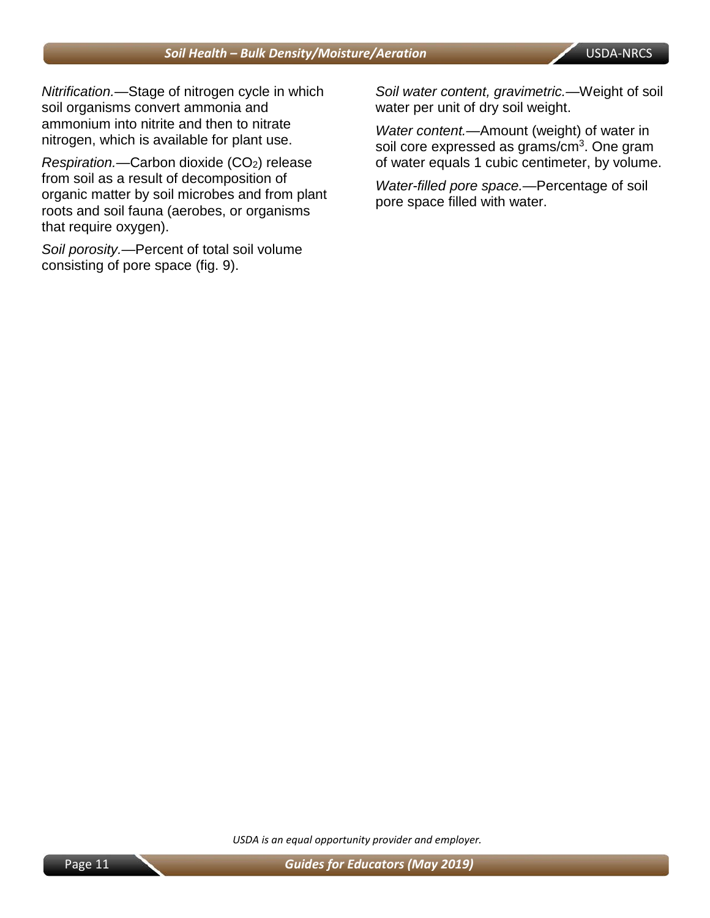*Nitrification.*—Stage of nitrogen cycle in which soil organisms convert ammonia and ammonium into nitrite and then to nitrate nitrogen, which is available for plant use.

*Respiration.*—Carbon dioxide ($CO_2$) release from soil as a result of decomposition of organic matter by soil microbes and from plant roots and soil fauna (aerobes, or organisms that require oxygen).

*Soil porosity.*—Percent of total soil volume consisting of pore space (fig. 9).

*Soil water content, gravimetric.*—Weight of soil water per unit of dry soil weight.

*Water content.*—Amount (weight) of water in soil core expressed as grams/$cm^3$. One gram of water equals 1 cubic centimeter, by volume.

*Water-filled pore space.*—Percentage of soil pore space filled with water.

*USDA is an equal opportunity provider and employer.*